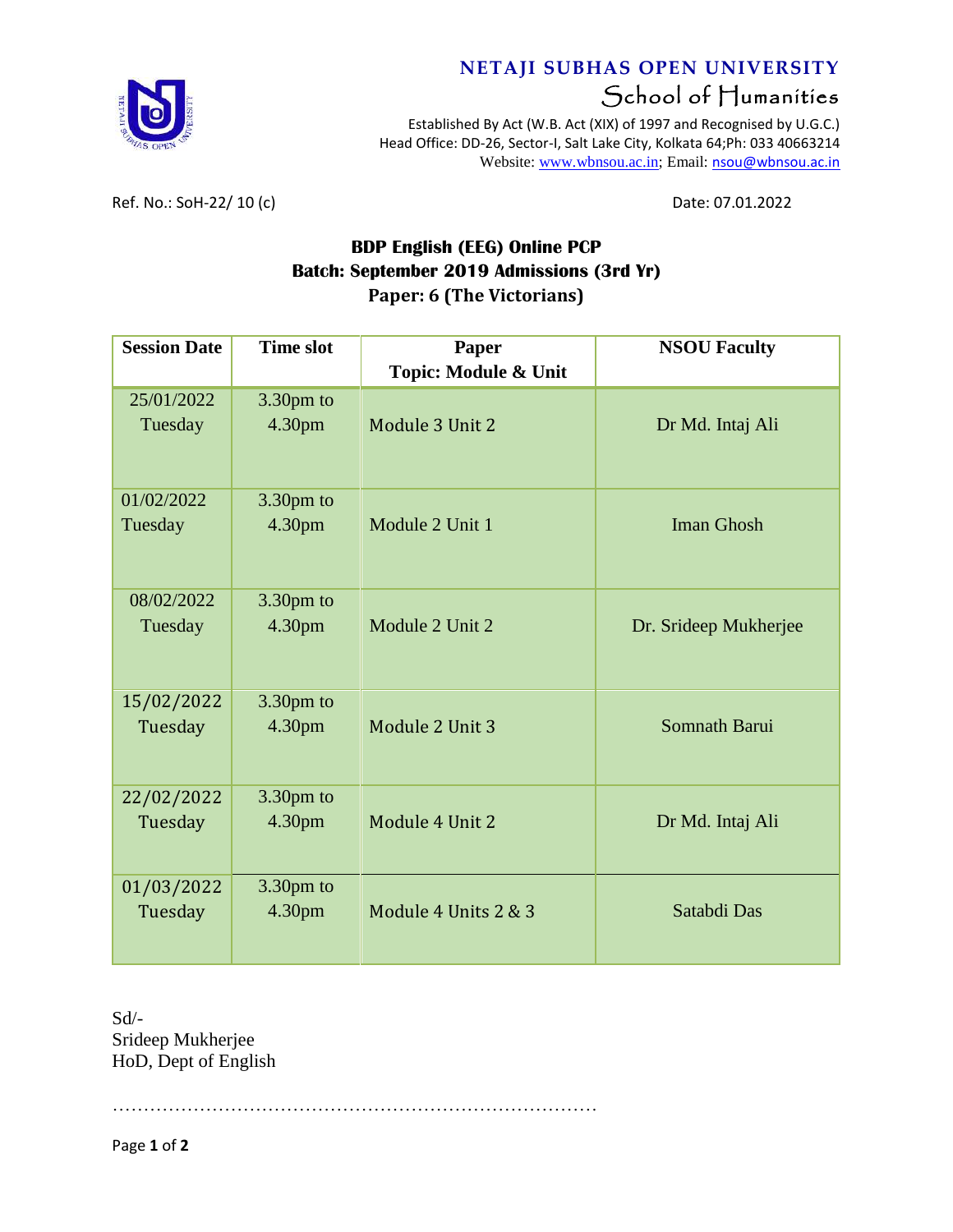**NETAJI SUBHAS OPEN UNIVERSITY**

School of Humanities

Established By Act (W.B. Act (XIX) of 1997 and Recognised by U.G.C.)
Head Office: DD-26, Sector-I, Salt Lake City, Kolkata 64;Ph: 033 40663214
Website: www.wbnsou.ac.in; Email: nsou@wbnsou.ac.in

Ref. No.: SoH-22/ 10 (c)

Date: 07.01.2022

**BDP English (EEG) Online PCP**
**Batch: September 2019 Admissions (3rd Yr)**
**Paper: 6 (The Victorians)**

| Session Date | Time slot | Paper Topic: Module & Unit | NSOU Faculty |
|---|---|---|---|
| 25/01/2022 Tuesday | 3.30pm to 4.30pm | Module 3 Unit 2 | Dr Md. Intaj Ali |
| 01/02/2022 Tuesday | 3.30pm to 4.30pm | Module 2 Unit 1 | Iman Ghosh |
| 08/02/2022 Tuesday | 3.30pm to 4.30pm | Module 2 Unit 2 | Dr. Srideep Mukherjee |
| 15/02/2022 Tuesday | 3.30pm to 4.30pm | Module 2 Unit 3 | Somnath Barui |
| 22/02/2022 Tuesday | 3.30pm to 4.30pm | Module 4 Unit 2 | Dr Md. Intaj Ali |
| 01/03/2022 Tuesday | 3.30pm to 4.30pm | Module 4 Units 2 & 3 | Satabdi Das |

Sd/-
Srideep Mukherjee
HoD, Dept of English

……………………………………………………………………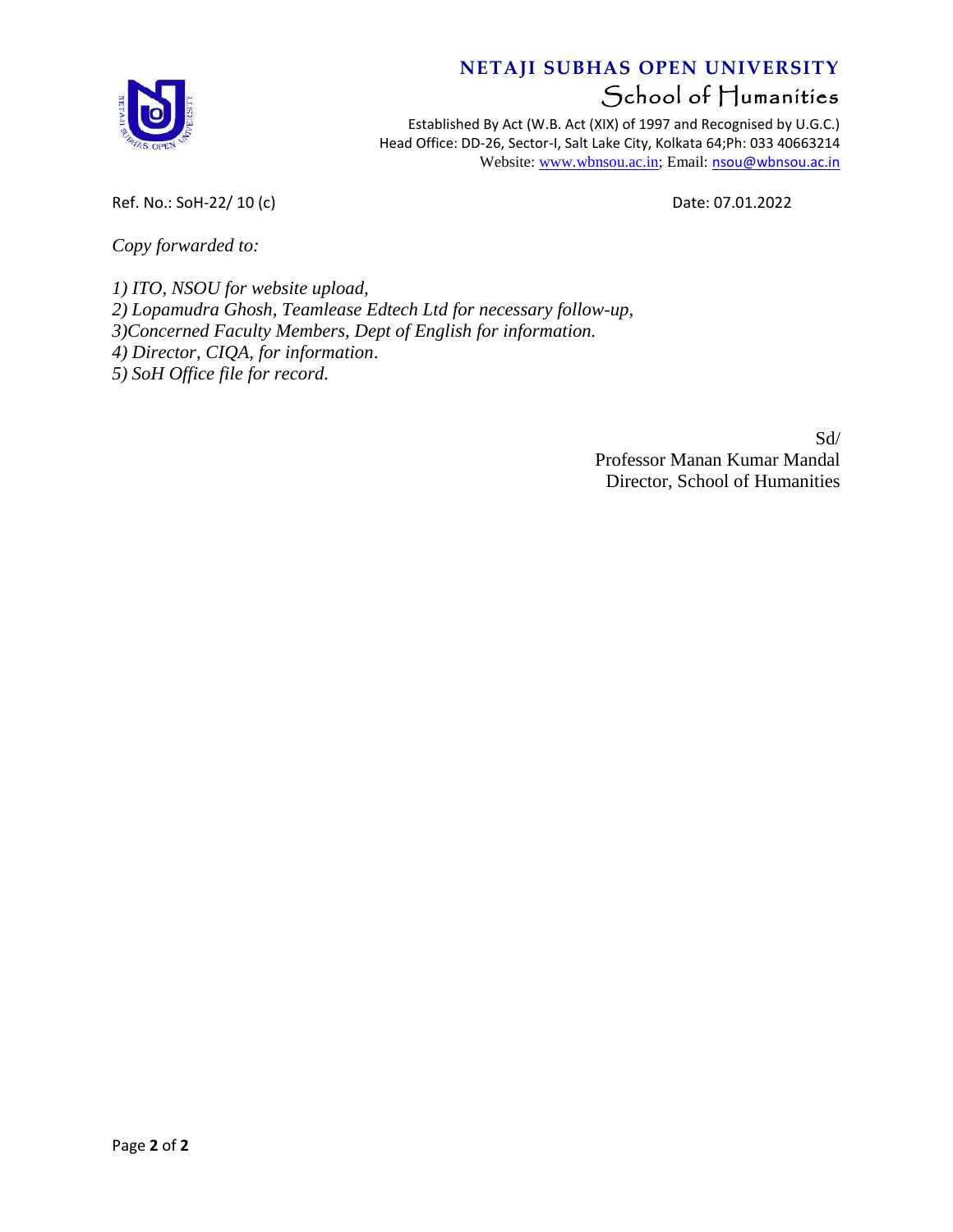# NETAJI SUBHAS OPEN UNIVERSITY

## School of Humanities

Established By Act (W.B. Act (XIX) of 1997 and Recognised by U.G.C.)
Head Office: DD-26, Sector-I, Salt Lake City, Kolkata 64;Ph: 033 40663214
Website: www.wbnsou.ac.in; Email: nsou@wbnsou.ac.in

Ref. No.: SoH-22/ 10 (c) Date: 07.01.2022

*Copy forwarded to:*

*1) ITO, NSOU for website upload,*
*2) Lopamudra Ghosh, Teamlease Edtech Ltd for necessary follow-up,*
*3)Concerned Faculty Members, Dept of English for information.*
*4) Director, CIQA, for information.*
*5) SoH Office file for record.*

Sd/
Professor Manan Kumar Mandal
Director, School of Humanities